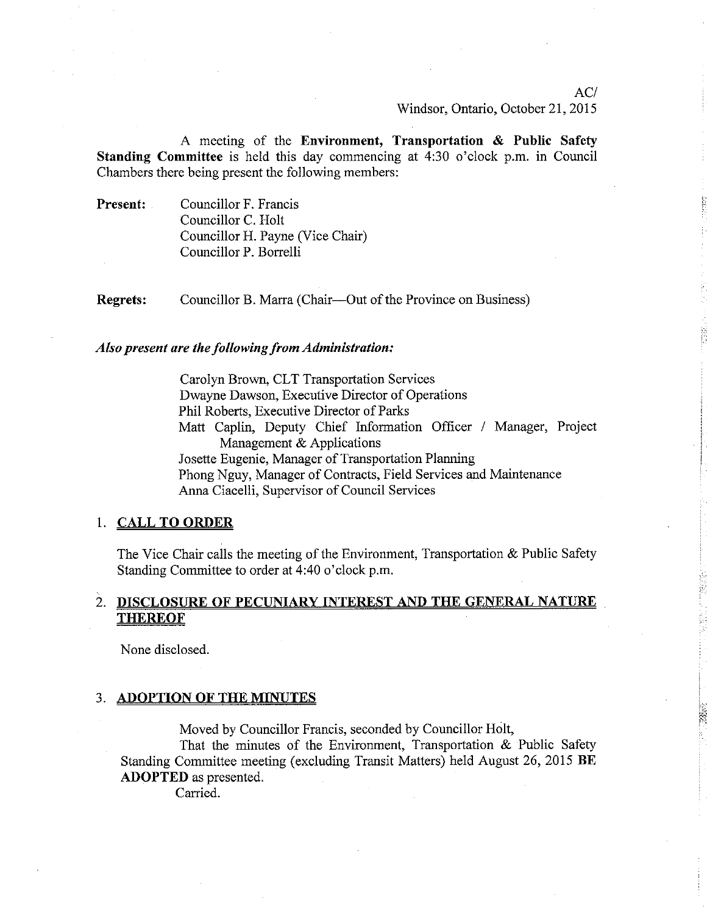AC/
Windsor, Ontario, October 21, 2015

A meeting of the **Environment, Transportation & Public Safety Standing Committee** is held this day commencing at 4:30 o'clock p.m. in Council Chambers there being present the following members:

**Present:** Councillor F. Francis
Councillor C. Holt
Councillor H. Payne (Vice Chair)
Councillor P. Borrelli

**Regrets:** Councillor B. Marra (Chair—Out of the Province on Business)

***Also present are the following from Administration:***

Carolyn Brown, CLT Transportation Services
Dwayne Dawson, Executive Director of Operations
Phil Roberts, Executive Director of Parks
Matt Caplin, Deputy Chief Information Officer / Manager, Project Management & Applications
Josette Eugenie, Manager of Transportation Planning
Phong Nguy, Manager of Contracts, Field Services and Maintenance
Anna Ciacelli, Supervisor of Council Services

## 1. CALL TO ORDER

The Vice Chair calls the meeting of the Environment, Transportation & Public Safety Standing Committee to order at 4:40 o'clock p.m.

## 2. DISCLOSURE OF PECUNIARY INTEREST AND THE GENERAL NATURE THEREOF

None disclosed.

## 3. ADOPTION OF THE MINUTES

Moved by Councillor Francis, seconded by Councillor Holt,

That the minutes of the Environment, Transportation & Public Safety Standing Committee meeting (excluding Transit Matters) held August 26, 2015 **BE ADOPTED** as presented.

Carried.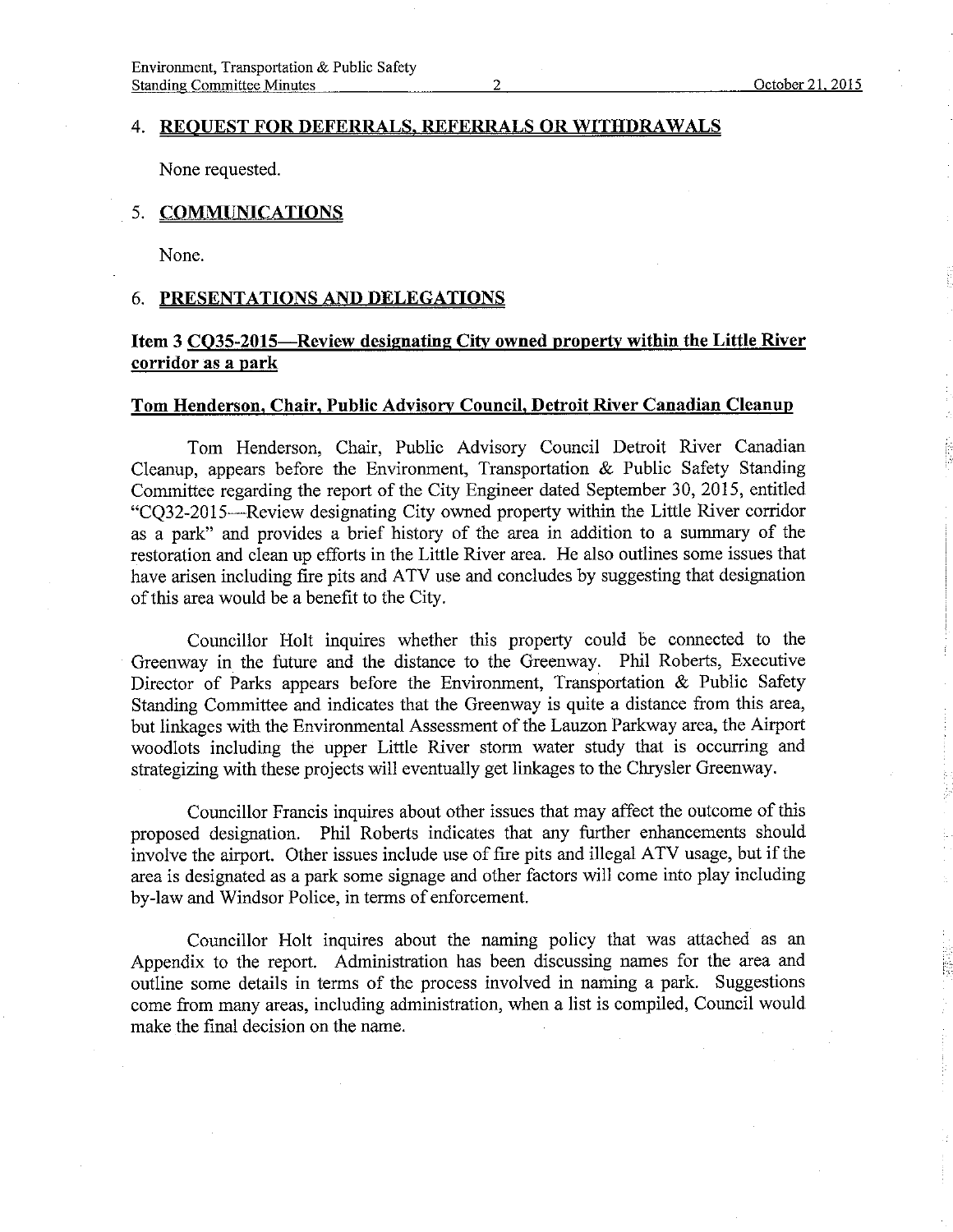## 4. REQUEST FOR DEFERRALS, REFERRALS OR WITHDRAWALS

None requested.

## 5. COMMUNICATIONS

None.

## 6. PRESENTATIONS AND DELEGATIONS

### Item 3 CQ35-2015—Review designating City owned property within the Little River corridor as a park

### Tom Henderson, Chair, Public Advisory Council, Detroit River Canadian Cleanup

Tom Henderson, Chair, Public Advisory Council Detroit River Canadian Cleanup, appears before the Environment, Transportation & Public Safety Standing Committee regarding the report of the City Engineer dated September 30, 2015, entitled "CQ32-2015—Review designating City owned property within the Little River corridor as a park" and provides a brief history of the area in addition to a summary of the restoration and clean up efforts in the Little River area. He also outlines some issues that have arisen including fire pits and ATV use and concludes by suggesting that designation of this area would be a benefit to the City.

Councillor Holt inquires whether this property could be connected to the Greenway in the future and the distance to the Greenway. Phil Roberts, Executive Director of Parks appears before the Environment, Transportation & Public Safety Standing Committee and indicates that the Greenway is quite a distance from this area, but linkages with the Environmental Assessment of the Lauzon Parkway area, the Airport woodlots including the upper Little River storm water study that is occurring and strategizing with these projects will eventually get linkages to the Chrysler Greenway.

Councillor Francis inquires about other issues that may affect the outcome of this proposed designation. Phil Roberts indicates that any further enhancements should involve the airport. Other issues include use of fire pits and illegal ATV usage, but if the area is designated as a park some signage and other factors will come into play including by-law and Windsor Police, in terms of enforcement.

Councillor Holt inquires about the naming policy that was attached as an Appendix to the report. Administration has been discussing names for the area and outline some details in terms of the process involved in naming a park. Suggestions come from many areas, including administration, when a list is compiled, Council would make the final decision on the name.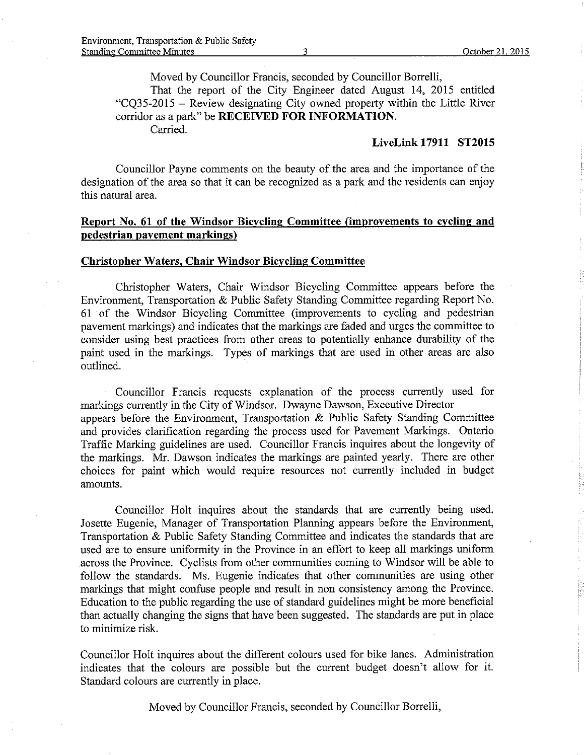Moved by Councillor Francis, seconded by Councillor Borrelli,

That the report of the City Engineer dated August 14, 2015 entitled "CQ35-2015 – Review designating City owned property within the Little River corridor as a park" be **RECEIVED FOR INFORMATION**.

Carried.

**LiveLink 17911 ST2015**

Councillor Payne comments on the beauty of the area and the importance of the designation of the area so that it can be recognized as a park and the residents can enjoy this natural area.

**Report No. 61 of the Windsor Bicycling Committee (improvements to cycling and pedestrian pavement markings)**

**Christopher Waters, Chair Windsor Bicycling Committee**

Christopher Waters, Chair Windsor Bicycling Committee appears before the Environment, Transportation & Public Safety Standing Committee regarding Report No. 61 of the Windsor Bicycling Committee (improvements to cycling and pedestrian pavement markings) and indicates that the markings are faded and urges the committee to consider using best practices from other areas to potentially enhance durability of the paint used in the markings. Types of markings that are used in other areas are also outlined.

Councillor Francis requests explanation of the process currently used for markings currently in the City of Windsor. Dwayne Dawson, Executive Director appears before the Environment, Transportation & Public Safety Standing Committee and provides clarification regarding the process used for Pavement Markings. Ontario Traffic Marking guidelines are used. Councillor Francis inquires about the longevity of the markings. Mr. Dawson indicates the markings are painted yearly. There are other choices for paint which would require resources not currently included in budget amounts.

Councillor Holt inquires about the standards that are currently being used. Josette Eugenie, Manager of Transportation Planning appears before the Environment, Transportation & Public Safety Standing Committee and indicates the standards that are used are to ensure uniformity in the Province in an effort to keep all markings uniform across the Province. Cyclists from other communities coming to Windsor will be able to follow the standards. Ms. Eugenie indicates that other communities are using other markings that might confuse people and result in non consistency among the Province. Education to the public regarding the use of standard guidelines might be more beneficial than actually changing the signs that have been suggested. The standards are put in place to minimize risk.

Councillor Holt inquires about the different colours used for bike lanes. Administration indicates that the colours are possible but the current budget doesn't allow for it. Standard colours are currently in place.

Moved by Councillor Francis, seconded by Councillor Borrelli,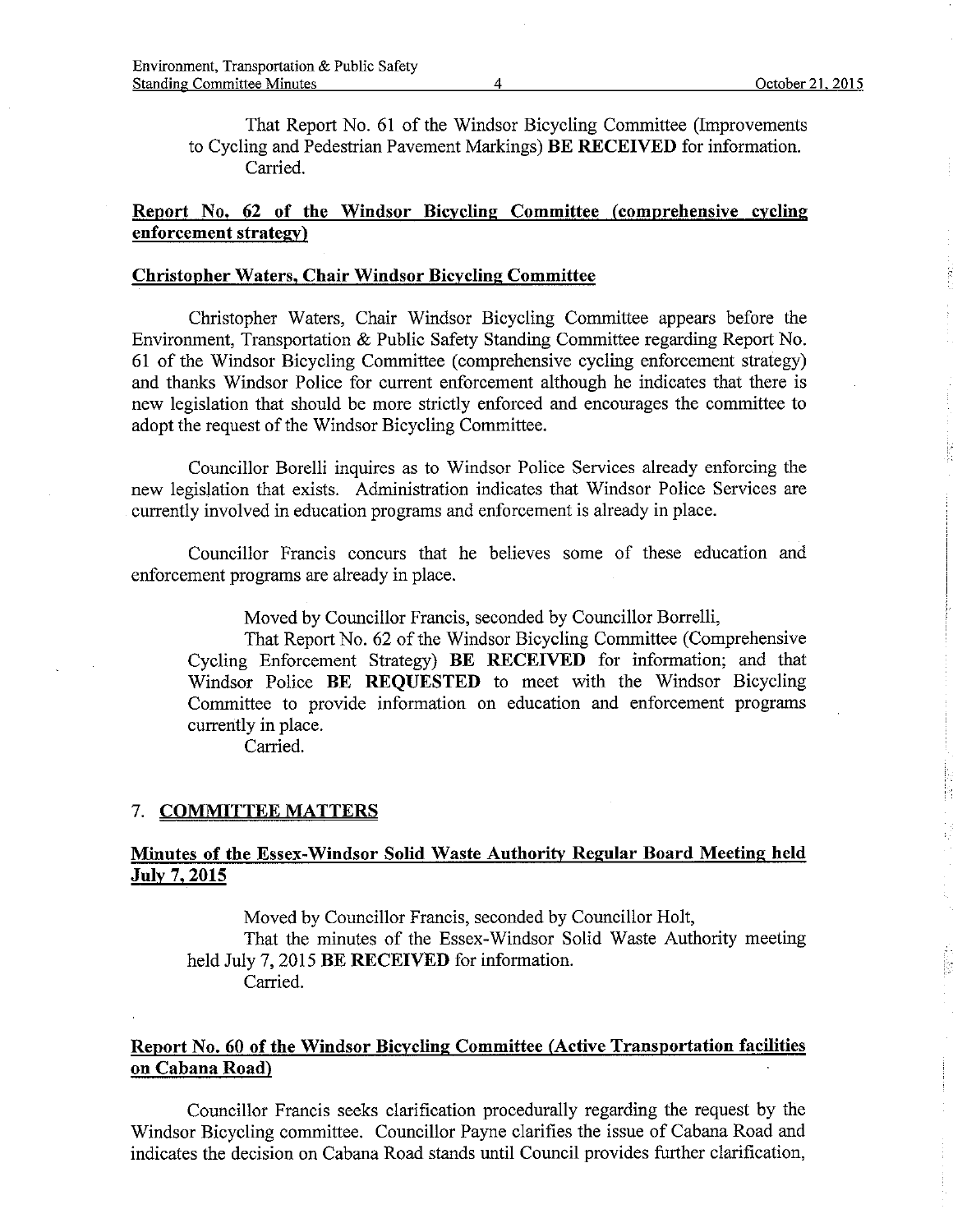That Report No. 61 of the Windsor Bicycling Committee (Improvements to Cycling and Pedestrian Pavement Markings) **BE RECEIVED** for information.
Carried.

**Report No. 62 of the Windsor Bicycling Committee (comprehensive cycling enforcement strategy)**

**Christopher Waters, Chair Windsor Bicycling Committee**

Christopher Waters, Chair Windsor Bicycling Committee appears before the Environment, Transportation & Public Safety Standing Committee regarding Report No. 61 of the Windsor Bicycling Committee (comprehensive cycling enforcement strategy) and thanks Windsor Police for current enforcement although he indicates that there is new legislation that should be more strictly enforced and encourages the committee to adopt the request of the Windsor Bicycling Committee.

Councillor Borelli inquires as to Windsor Police Services already enforcing the new legislation that exists. Administration indicates that Windsor Police Services are currently involved in education programs and enforcement is already in place.

Councillor Francis concurs that he believes some of these education and enforcement programs are already in place.

Moved by Councillor Francis, seconded by Councillor Borrelli,
That Report No. 62 of the Windsor Bicycling Committee (Comprehensive Cycling Enforcement Strategy) **BE RECEIVED** for information; and that Windsor Police **BE REQUESTED** to meet with the Windsor Bicycling Committee to provide information on education and enforcement programs currently in place.
Carried.

## 7. COMMITTEE MATTERS

**Minutes of the Essex-Windsor Solid Waste Authority Regular Board Meeting held July 7, 2015**

Moved by Councillor Francis, seconded by Councillor Holt,
That the minutes of the Essex-Windsor Solid Waste Authority meeting held July 7, 2015 **BE RECEIVED** for information.
Carried.

**Report No. 60 of the Windsor Bicycling Committee (Active Transportation facilities on Cabana Road)**

Councillor Francis seeks clarification procedurally regarding the request by the Windsor Bicycling committee. Councillor Payne clarifies the issue of Cabana Road and indicates the decision on Cabana Road stands until Council provides further clarification,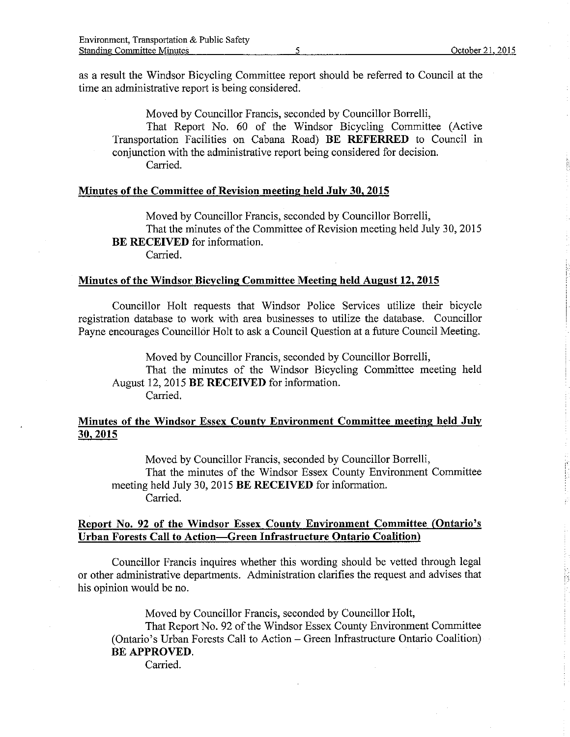as a result the Windsor Bicycling Committee report should be referred to Council at the time an administrative report is being considered.

Moved by Councillor Francis, seconded by Councillor Borrelli,

That Report No. 60 of the Windsor Bicycling Committee (Active Transportation Facilities on Cabana Road) **BE REFERRED** to Council in conjunction with the administrative report being considered for decision.

Carried.

**Minutes of the Committee of Revision meeting held July 30, 2015**

Moved by Councillor Francis, seconded by Councillor Borrelli,

That the minutes of the Committee of Revision meeting held July 30, 2015 **BE RECEIVED** for information.

Carried.

**Minutes of the Windsor Bicycling Committee Meeting held August 12, 2015**

Councillor Holt requests that Windsor Police Services utilize their bicycle registration database to work with area businesses to utilize the database. Councillor Payne encourages Councillor Holt to ask a Council Question at a future Council Meeting.

Moved by Councillor Francis, seconded by Councillor Borrelli,

That the minutes of the Windsor Bicycling Committee meeting held August 12, 2015 **BE RECEIVED** for information.

Carried.

**Minutes of the Windsor Essex County Environment Committee meeting held July 30, 2015**

Moved by Councillor Francis, seconded by Councillor Borrelli,

That the minutes of the Windsor Essex County Environment Committee meeting held July 30, 2015 **BE RECEIVED** for information.

Carried.

**Report No. 92 of the Windsor Essex County Environment Committee (Ontario's Urban Forests Call to Action—Green Infrastructure Ontario Coalition)**

Councillor Francis inquires whether this wording should be vetted through legal or other administrative departments. Administration clarifies the request and advises that his opinion would be no.

Moved by Councillor Francis, seconded by Councillor Holt,

That Report No. 92 of the Windsor Essex County Environment Committee (Ontario's Urban Forests Call to Action – Green Infrastructure Ontario Coalition) **BE APPROVED**.

Carried.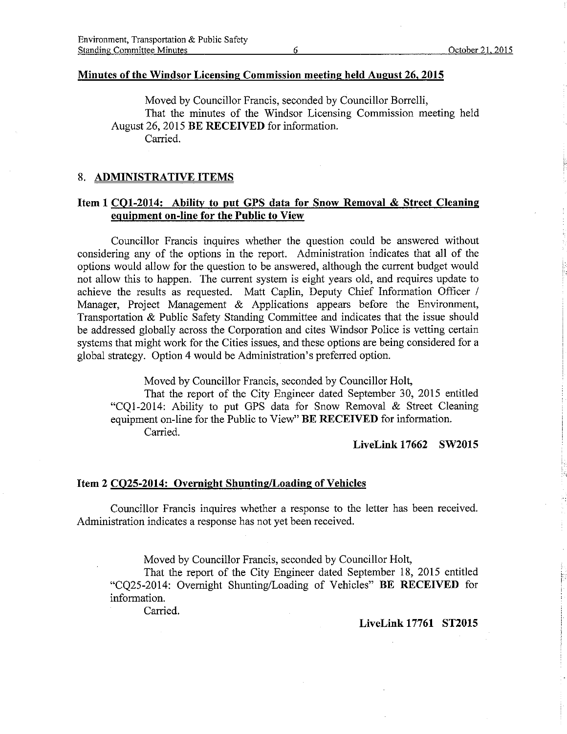**Minutes of the Windsor Licensing Commission meeting held August 26, 2015**

Moved by Councillor Francis, seconded by Councillor Borrelli,

That the minutes of the Windsor Licensing Commission meeting held August 26, 2015 **BE RECEIVED** for information.

Carried.

## 8. ADMINISTRATIVE ITEMS

### Item 1 CQ1-2014: Ability to put GPS data for Snow Removal & Street Cleaning equipment on-line for the Public to View

Councillor Francis inquires whether the question could be answered without considering any of the options in the report. Administration indicates that all of the options would allow for the question to be answered, although the current budget would not allow this to happen. The current system is eight years old, and requires update to achieve the results as requested. Matt Caplin, Deputy Chief Information Officer / Manager, Project Management & Applications appears before the Environment, Transportation & Public Safety Standing Committee and indicates that the issue should be addressed globally across the Corporation and cites Windsor Police is vetting certain systems that might work for the Cities issues, and these options are being considered for a global strategy. Option 4 would be Administration's preferred option.

Moved by Councillor Francis, seconded by Councillor Holt,

That the report of the City Engineer dated September 30, 2015 entitled "CQ1-2014: Ability to put GPS data for Snow Removal & Street Cleaning equipment on-line for the Public to View" **BE RECEIVED** for information.

Carried.

**LiveLink 17662 SW2015**

### Item 2 CQ25-2014: Overnight Shunting/Loading of Vehicles

Councillor Francis inquires whether a response to the letter has been received. Administration indicates a response has not yet been received.

Moved by Councillor Francis, seconded by Councillor Holt,

That the report of the City Engineer dated September 18, 2015 entitled "CQ25-2014: Overnight Shunting/Loading of Vehicles" **BE RECEIVED** for information.

Carried.

**LiveLink 17761 ST2015**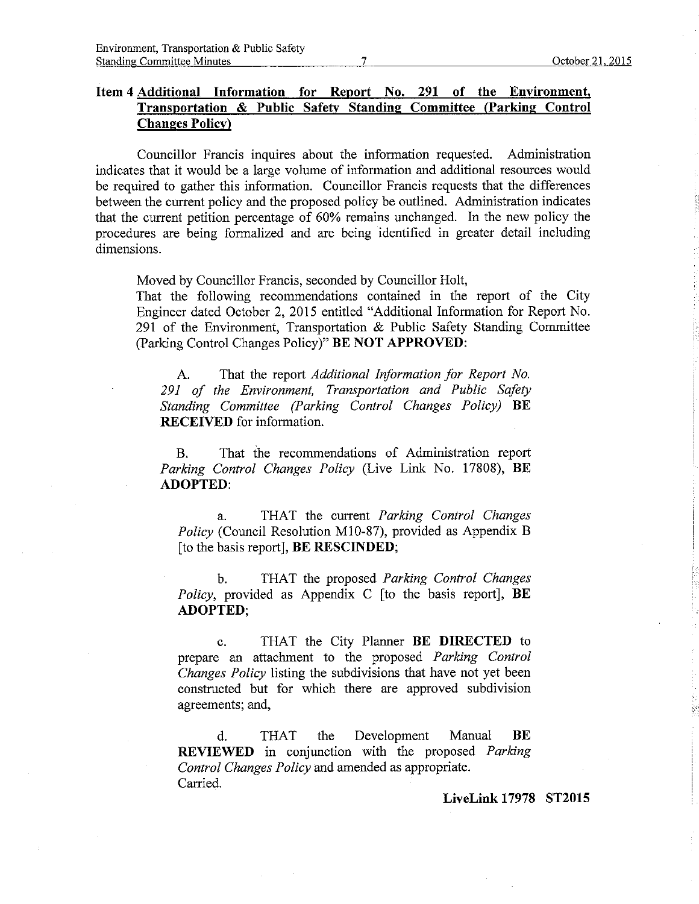## Item 4 Additional Information for Report No. 291 of the Environment, Transportation & Public Safety Standing Committee (Parking Control Changes Policy)

Councillor Francis inquires about the information requested. Administration indicates that it would be a large volume of information and additional resources would be required to gather this information. Councillor Francis requests that the differences between the current policy and the proposed policy be outlined. Administration indicates that the current petition percentage of 60% remains unchanged. In the new policy the procedures are being formalized and are being identified in greater detail including dimensions.

Moved by Councillor Francis, seconded by Councillor Holt,
That the following recommendations contained in the report of the City Engineer dated October 2, 2015 entitled "Additional Information for Report No. 291 of the Environment, Transportation & Public Safety Standing Committee (Parking Control Changes Policy)" **BE NOT APPROVED**:

A. That the report *Additional Information for Report No. 291 of the Environment, Transportation and Public Safety Standing Committee (Parking Control Changes Policy)* **BE RECEIVED** for information.

B. That the recommendations of Administration report *Parking Control Changes Policy* (Live Link No. 17808), **BE ADOPTED**:

a. THAT the current *Parking Control Changes Policy* (Council Resolution M10-87), provided as Appendix B [to the basis report], **BE RESCINDED**;

b. THAT the proposed *Parking Control Changes Policy*, provided as Appendix C [to the basis report], **BE ADOPTED**;

c. THAT the City Planner **BE DIRECTED** to prepare an attachment to the proposed *Parking Control Changes Policy* listing the subdivisions that have not yet been constructed but for which there are approved subdivision agreements; and,

d. THAT the Development Manual **BE REVIEWED** in conjunction with the proposed *Parking Control Changes Policy* and amended as appropriate.
Carried.

**LiveLink 17978 ST2015**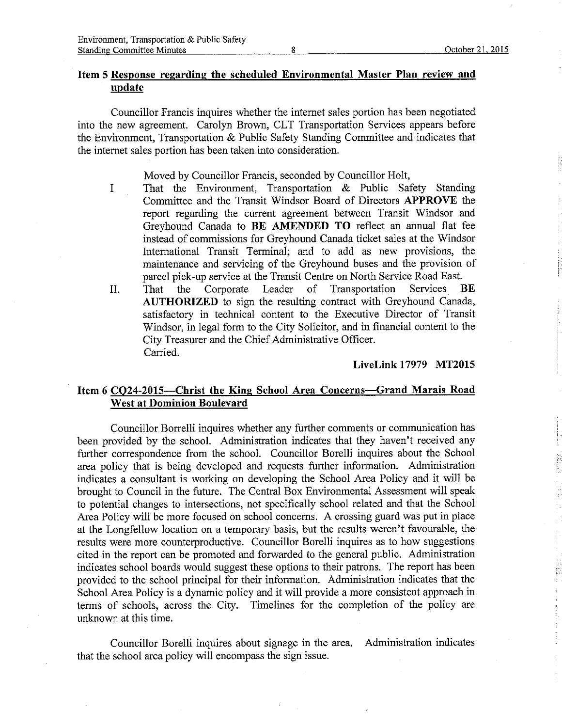## Item 5 Response regarding the scheduled Environmental Master Plan review and update

Councillor Francis inquires whether the internet sales portion has been negotiated into the new agreement. Carolyn Brown, CLT Transportation Services appears before the Environment, Transportation & Public Safety Standing Committee and indicates that the internet sales portion has been taken into consideration.

Moved by Councillor Francis, seconded by Councillor Holt,

I. That the Environment, Transportation & Public Safety Standing Committee and the Transit Windsor Board of Directors **APPROVE** the report regarding the current agreement between Transit Windsor and Greyhound Canada to **BE AMENDED TO** reflect an annual flat fee instead of commissions for Greyhound Canada ticket sales at the Windsor International Transit Terminal; and to add as new provisions, the maintenance and servicing of the Greyhound buses and the provision of parcel pick-up service at the Transit Centre on North Service Road East.

II. That the Corporate Leader of Transportation Services **BE AUTHORIZED** to sign the resulting contract with Greyhound Canada, satisfactory in technical content to the Executive Director of Transit Windsor, in legal form to the City Solicitor, and in financial content to the City Treasurer and the Chief Administrative Officer.

Carried.

**LiveLink 17979 MT2015**

## Item 6 CQ24-2015—Christ the King School Area Concerns—Grand Marais Road West at Dominion Boulevard

Councillor Borrelli inquires whether any further comments or communication has been provided by the school. Administration indicates that they haven't received any further correspondence from the school. Councillor Borelli inquires about the School area policy that is being developed and requests further information. Administration indicates a consultant is working on developing the School Area Policy and it will be brought to Council in the future. The Central Box Environmental Assessment will speak to potential changes to intersections, not specifically school related and that the School Area Policy will be more focused on school concerns. A crossing guard was put in place at the Longfellow location on a temporary basis, but the results weren't favourable, the results were more counterproductive. Councillor Borelli inquires as to how suggestions cited in the report can be promoted and forwarded to the general public. Administration indicates school boards would suggest these options to their patrons. The report has been provided to the school principal for their information. Administration indicates that the School Area Policy is a dynamic policy and it will provide a more consistent approach in terms of schools, across the City. Timelines for the completion of the policy are unknown at this time.

Councillor Borelli inquires about signage in the area. Administration indicates that the school area policy will encompass the sign issue.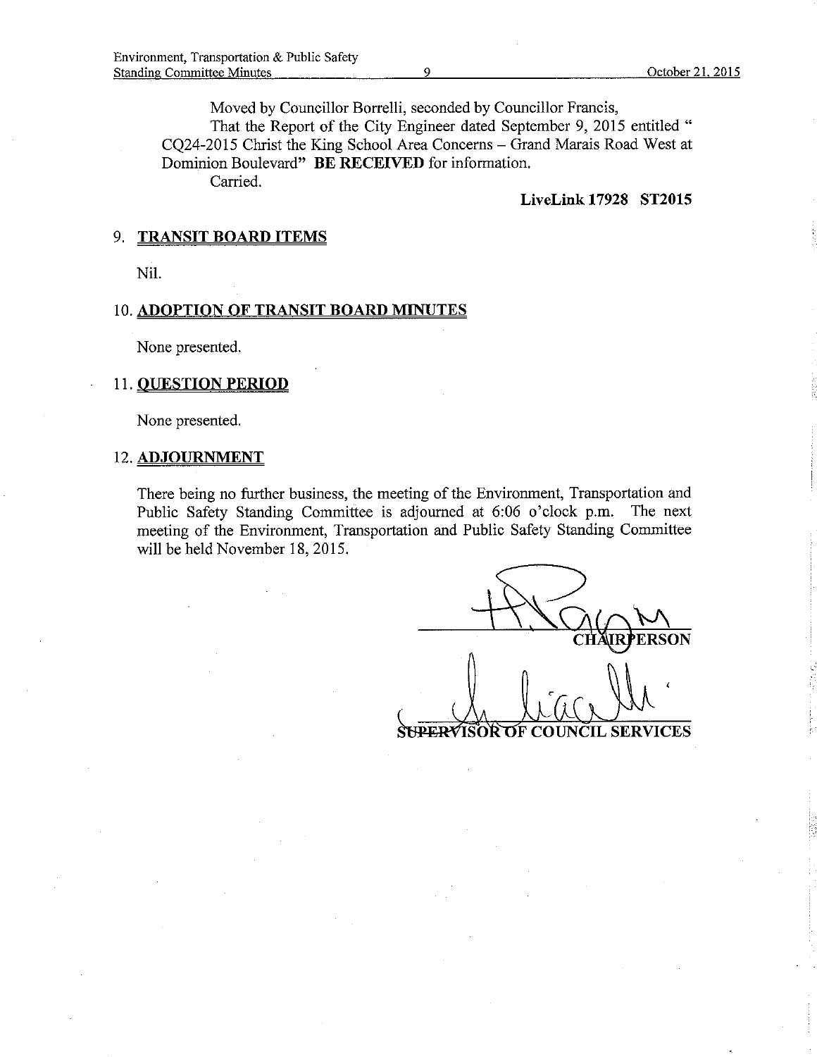Moved by Councillor Borrelli, seconded by Councillor Francis,

That the Report of the City Engineer dated September 9, 2015 entitled " CQ24-2015 Christ the King School Area Concerns – Grand Marais Road West at Dominion Boulevard" **BE RECEIVED** for information.

Carried.

**LiveLink 17928 ST2015**

## 9. TRANSIT BOARD ITEMS

Nil.

## 10. ADOPTION OF TRANSIT BOARD MINUTES

None presented.

## 11. QUESTION PERIOD

None presented.

## 12. ADJOURNMENT

There being no further business, the meeting of the Environment, Transportation and Public Safety Standing Committee is adjourned at 6:06 o'clock p.m. The next meeting of the Environment, Transportation and Public Safety Standing Committee will be held November 18, 2015.

**CHAIRPERSON**

**SUPERVISOR OF COUNCIL SERVICES**